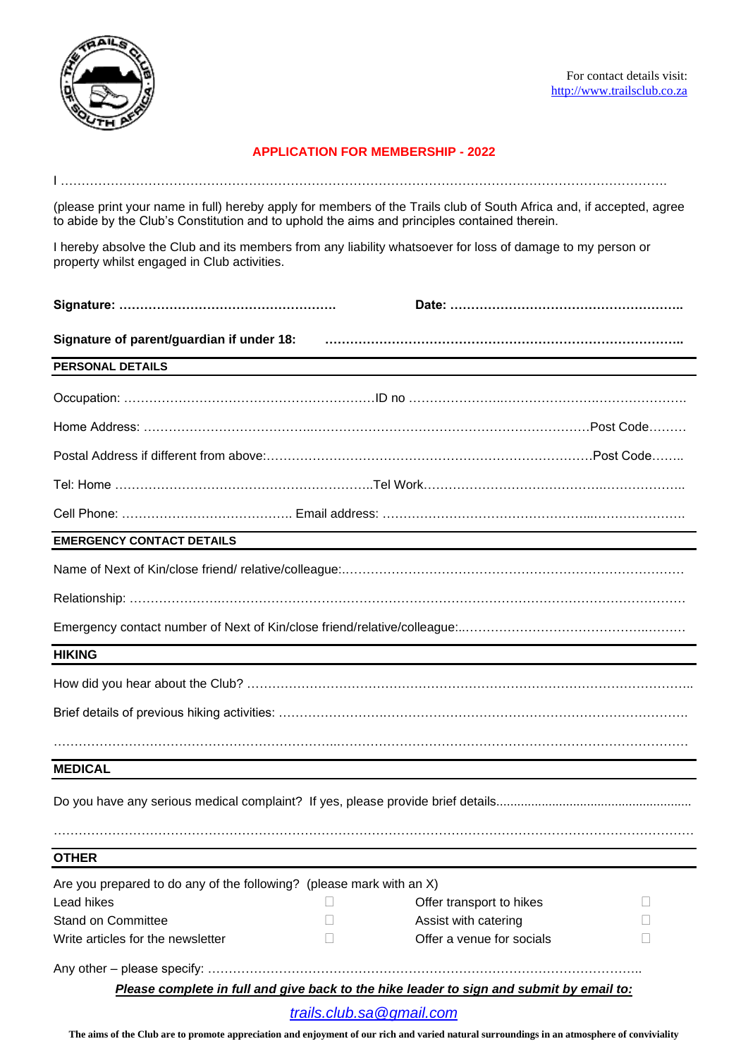For contact details visit: http://www.trailsclub.co.za

## APPLICATION FOR MEMBERSHIP - 2022

I ………………………………………………………………………………………………………………………………

(please print your name in full) hereby apply for members of the Trails club of South Africa and, if accepted, agree to abide by the Club's Constitution and to uphold the aims and principles contained therein.

I hereby absolve the Club and its members from any liability whatsoever for loss of damage to my person or property whilst engaged in Club activities.

**Signature: …………………………………………….** **Date: ……………………………………………….**

**Signature of parent/guardian if under 18: ………………………………………………………………………..**

**PERSONAL DETAILS**

Occupation: ……………………………………………………ID no …………………………………………………….

Home Address: …………………………………………………………………………………………Post Code………

Postal Address if different from above:……………………………………………………………………Post Code……..

Tel: Home ……………………………………………………..Tel Work……………………………………………………..

Cell Phone: ………………………………….. Email address: ……………………………………………………………

**EMERGENCY CONTACT DETAILS**

Name of Next of Kin/close friend/ relative/colleague:………………………………………………………………………

Relationship: ………………………………………………………………………………………………………………

Emergency contact number of Next of Kin/close friend/relative/colleague:………………………………………………

**HIKING**

How did you hear about the Club? …………………………………………………………………………………………..

Brief details of previous hiking activities: ……………………………………………………………………………………

…………………………………………………………………………………………………………………………………

**MEDICAL**

Do you have any serious medical complaint? If yes, please provide brief details.......................................................

…………………………………………………………………………………………………………………………………

**OTHER**

Are you prepared to do any of the following? (please mark with an X)

| | | | |
|---|---|---|---|
| Lead hikes | ☐ | Offer transport to hikes | ☐ |
| Stand on Committee | ☐ | Assist with catering | ☐ |
| Write articles for the newsletter | ☐ | Offer a venue for socials | ☐ |

Any other – please specify: …………………………………………………………………………………………..

***Please complete in full and give back to the hike leader to sign and submit by email to:***

*trails.club.sa@gmail.com*

**The aims of the Club are to promote appreciation and enjoyment of our rich and varied natural surroundings in an atmosphere of conviviality**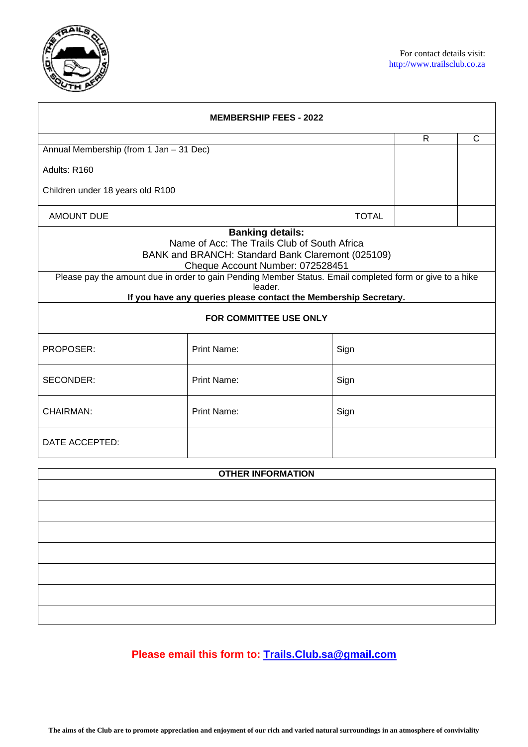For contact details visit:
http://www.trailsclub.co.za

| MEMBERSHIP FEES - 2022 | | |
|---|---|---|
| | R | C |
| Annual Membership (from 1 Jan – 31 Dec)<br><br>Adults: R160<br><br>Children under 18 years old R100 | | |
| AMOUNT DUE TOTAL | | |

**Banking details:**
Name of Acc: The Trails Club of South Africa
BANK and BRANCH: Standard Bank Claremont (025109)
Cheque Account Number: 072528451

Please pay the amount due in order to gain Pending Member Status. Email completed form or give to a hike leader.
**If you have any queries please contact the Membership Secretary.**

**FOR COMMITTEE USE ONLY**

| | | |
|---|---|---|
| PROPOSER: | Print Name: | Sign |
| SECONDER: | Print Name: | Sign |
| CHAIRMAN: | Print Name: | Sign |
| DATE ACCEPTED: | | |

| OTHER INFORMATION |
|---|
| |
| |
| |
| |
| |
| |
| |

**Please email this form to: Trails.Club.sa@gmail.com**

**The aims of the Club are to promote appreciation and enjoyment of our rich and varied natural surroundings in an atmosphere of conviviality**